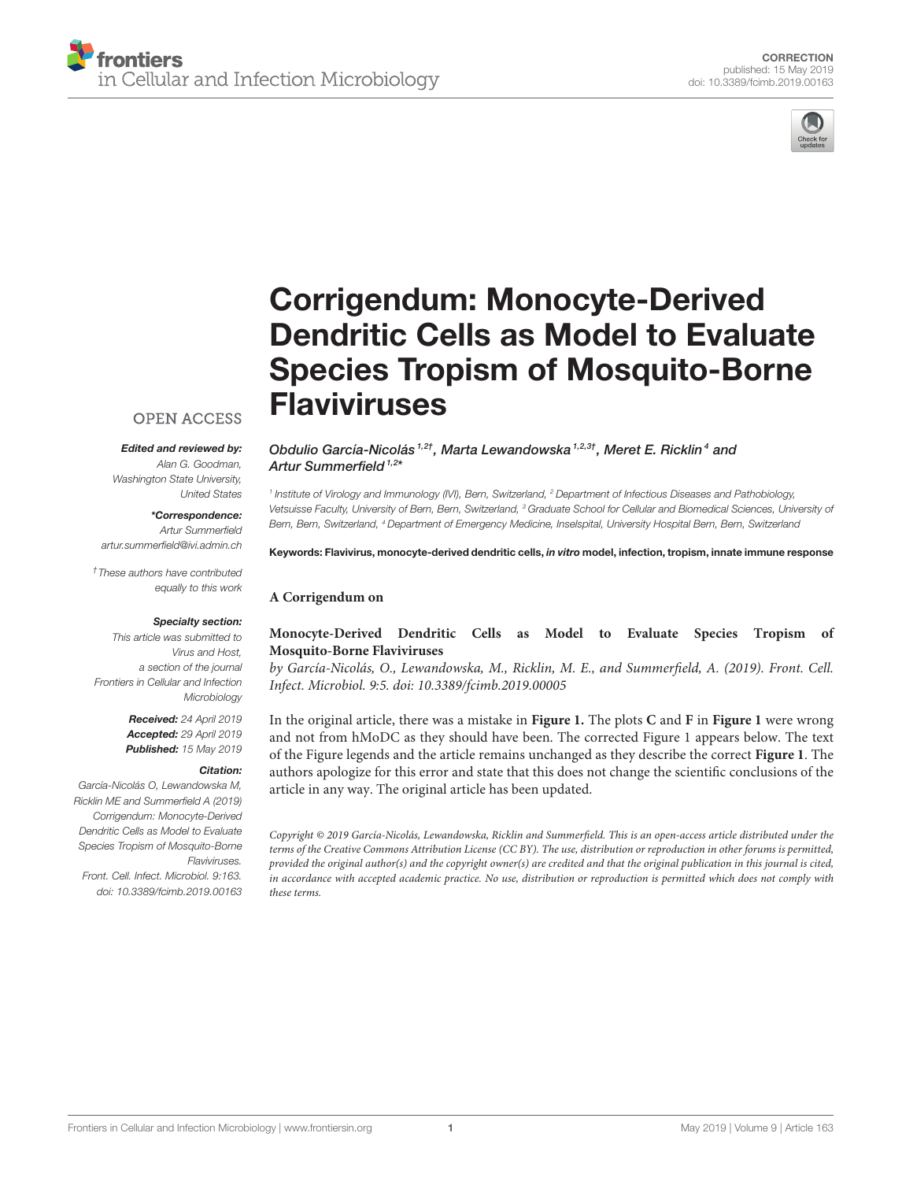CORRECTION
published: 15 May 2019
doi: 10.3389/fcimb.2019.00163

# Corrigendum: Monocyte-Derived Dendritic Cells as Model to Evaluate Species Tropism of Mosquito-Borne Flaviviruses

*Obdulio García-Nicolás[1,2†], Marta Lewandowska[1,2,3†], Meret E. Ricklin[4] and Artur Summerfield[1,2*]*

[1] Institute of Virology and Immunology (IVI), Bern, Switzerland, [2] Department of Infectious Diseases and Pathobiology, Vetsuisse Faculty, University of Bern, Bern, Switzerland, [3] Graduate School for Cellular and Biomedical Sciences, University of Bern, Bern, Switzerland, [4] Department of Emergency Medicine, Inselspital, University Hospital Bern, Bern, Switzerland

**Keywords: Flavivirus, monocyte-derived dendritic cells, *in vitro* model, infection, tropism, innate immune response**

OPEN ACCESS

***Edited and reviewed by:***
*Alan G. Goodman, Washington State University, United States*

***\*Correspondence:***
*Artur Summerfield*
*artur.summerfield@ivi.admin.ch*

*†These authors have contributed equally to this work*

***Specialty section:***
*This article was submitted to Virus and Host, a section of the journal Frontiers in Cellular and Infection Microbiology*

***Received:*** *24 April 2019*
***Accepted:*** *29 April 2019*
***Published:*** *15 May 2019*

***Citation:***
*García-Nicolás O, Lewandowska M, Ricklin ME and Summerfield A (2019) Corrigendum: Monocyte-Derived Dendritic Cells as Model to Evaluate Species Tropism of Mosquito-Borne Flaviviruses. Front. Cell. Infect. Microbiol. 9:163. doi: 10.3389/fcimb.2019.00163*

**A Corrigendum on**

**Monocyte-Derived Dendritic Cells as Model to Evaluate Species Tropism of Mosquito-Borne Flaviviruses**
*by García-Nicolás, O., Lewandowska, M., Ricklin, M. E., and Summerfield, A. (2019). Front. Cell. Infect. Microbiol. 9:5. doi: 10.3389/fcimb.2019.00005*

In the original article, there was a mistake in **Figure 1.** The plots **C** and **F** in **Figure 1** were wrong and not from hMoDC as they should have been. The corrected Figure 1 appears below. The text of the Figure legends and the article remains unchanged as they describe the correct **Figure 1**. The authors apologize for this error and state that this does not change the scientific conclusions of the article in any way. The original article has been updated.

*Copyright © 2019 García-Nicolás, Lewandowska, Ricklin and Summerfield. This is an open-access article distributed under the terms of the Creative Commons Attribution License (CC BY). The use, distribution or reproduction in other forums is permitted, provided the original author(s) and the copyright owner(s) are credited and that the original publication in this journal is cited, in accordance with accepted academic practice. No use, distribution or reproduction is permitted which does not comply with these terms.*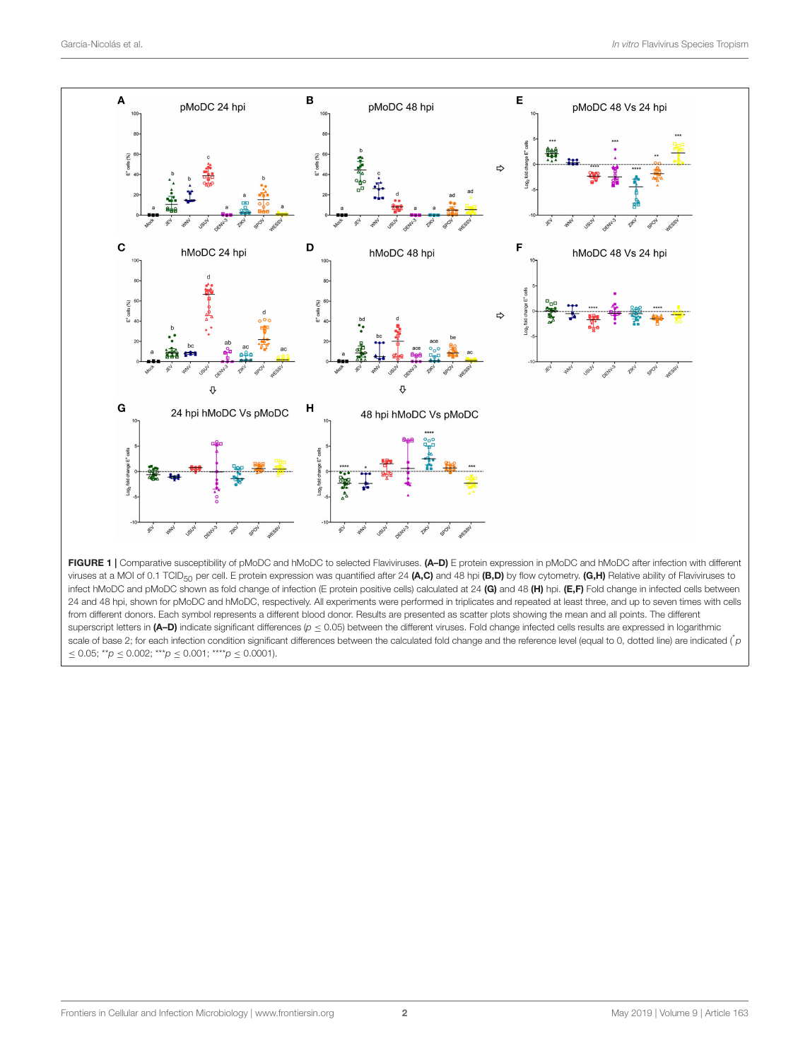A

pMoDC 24 hpi

E+ cells (%)

100
80
60
40
20
0

a b b c a a b a

Mock JEV WNV USUV DENV-3 ZIKV SPOV WESSV

B

pMoDC 48 hpi

E+ cells (%)

100
80
60
40
20
0

a b c d a a ad ad

Mock JEV WNV USUV DENV-3 ZIKV SPOV WESSV

E

pMoDC 48 Vs 24 hpi

Log2 fold change E+ cells

10
5
0
-5
-10

*** **** *** **** ** ***

JEV WNV USUV DENV-3 ZIKV SPOV WESSV

C

hMoDC 24 hpi

E+ cells (%)

100
80
60
40
20
0

a b bc d ab ac d ac

Mock JEV WNV USUV DENV-3 ZIKV SPOV WESSV

D

hMoDC 48 hpi

E+ cells (%)

100
80
60
40
20
0

a bd bc d ace ace be ac

Mock JEV WNV USUV DENV-3 ZIKV SPOV WESSV

F

hMoDC 48 Vs 24 hpi

Log2 fold change E+ cells

10
5
0
-5
-10

**** ****

JEV WNV USUV DENV-3 ZIKV SPOV WESSV

G

24 hpi hMoDC Vs pMoDC

Log2 fold change E+ cells

10
5
0
-5
-10

JEV WNV USUV DENV-3 ZIKV SPOV WESSV

H

48 hpi hMoDC Vs pMoDC

Log2 fold change E+ cells

10
5
0
-5
-10

**** * **** ***

JEV WNV USUV DENV-3 ZIKV SPOV WESSV

**FIGURE 1 |** Comparative susceptibility of pMoDC and hMoDC to selected Flaviviruses. **(A–D)** E protein expression in pMoDC and hMoDC after infection with different viruses at a MOI of 0.1 $TCID_{50}$ per cell. E protein expression was quantified after 24 **(A,C)** and 48 hpi **(B,D)** by flow cytometry. **(G,H)** Relative ability of Flaviviruses to infect hMoDC and pMoDC shown as fold change of infection (E protein positive cells) calculated at 24 **(G)** and 48 **(H)** hpi. **(E,F)** Fold change in infected cells between 24 and 48 hpi, shown for pMoDC and hMoDC, respectively. All experiments were performed in triplicates and repeated at least three, and up to seven times with cells from different donors. Each symbol represents a different blood donor. Results are presented as scatter plots showing the mean and all points. The different superscript letters in **(A–D)** indicate significant differences ($p \leq 0.05$) between the different viruses. Fold change infected cells results are expressed in logarithmic scale of base 2; for each infection condition significant differences between the calculated fold change and the reference level (equal to 0, dotted line) are indicated ($^{*}p \leq 0.05$; $^{**}p \leq 0.002$; $^{***}p \leq 0.001$; $^{****}p \leq 0.0001$).